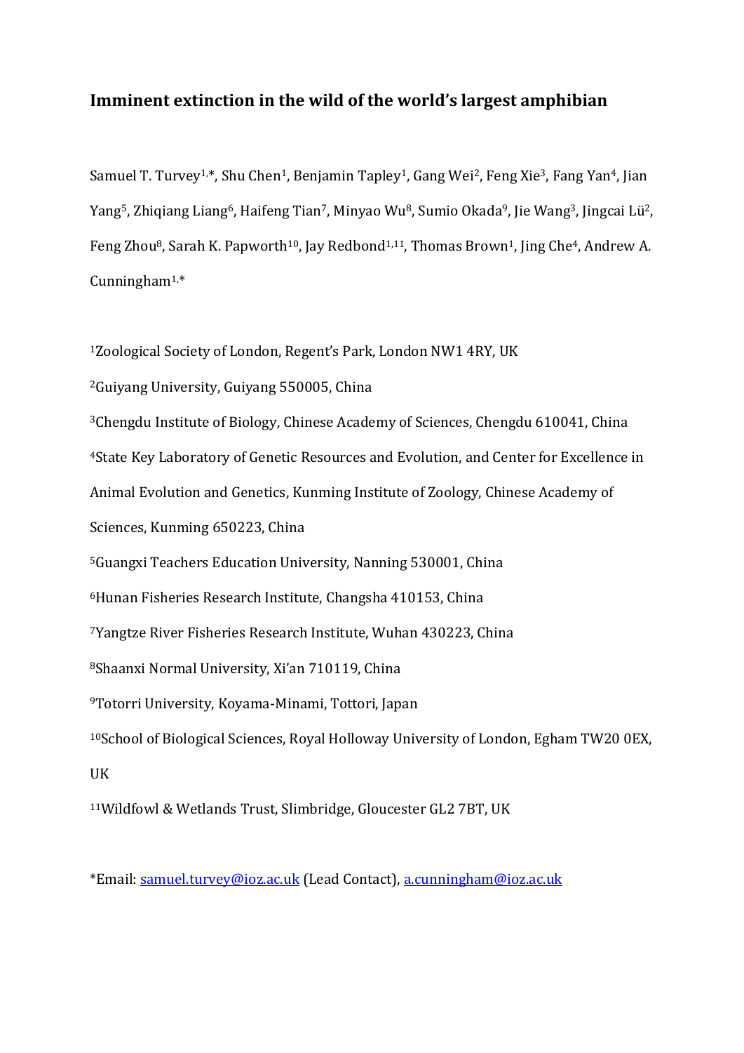# Imminent extinction in the wild of the world's largest amphibian

Samuel T. Turvey[1,*], Shu Chen[1], Benjamin Tapley[1], Gang Wei[2], Feng Xie[3], Fang Yan[4], Jian Yang[5], Zhiqiang Liang[6], Haifeng Tian[7], Minyao Wu[8], Sumio Okada[9], Jie Wang[3], Jingcai Lü[2], Feng Zhou[8], Sarah K. Papworth[10], Jay Redbond[1,11], Thomas Brown[1], Jing Che[4], Andrew A. Cunningham[1,*]

[1]Zoological Society of London, Regent's Park, London NW1 4RY, UK

[2]Guiyang University, Guiyang 550005, China

[3]Chengdu Institute of Biology, Chinese Academy of Sciences, Chengdu 610041, China

[4]State Key Laboratory of Genetic Resources and Evolution, and Center for Excellence in Animal Evolution and Genetics, Kunming Institute of Zoology, Chinese Academy of Sciences, Kunming 650223, China

[5]Guangxi Teachers Education University, Nanning 530001, China

[6]Hunan Fisheries Research Institute, Changsha 410153, China

[7]Yangtze River Fisheries Research Institute, Wuhan 430223, China

[8]Shaanxi Normal University, Xi'an 710119, China

[9]Totorri University, Koyama-Minami, Tottori, Japan

[10]School of Biological Sciences, Royal Holloway University of London, Egham TW20 0EX, UK

[11]Wildfowl & Wetlands Trust, Slimbridge, Gloucester GL2 7BT, UK

*Email: samuel.turvey@ioz.ac.uk (Lead Contact), a.cunningham@ioz.ac.uk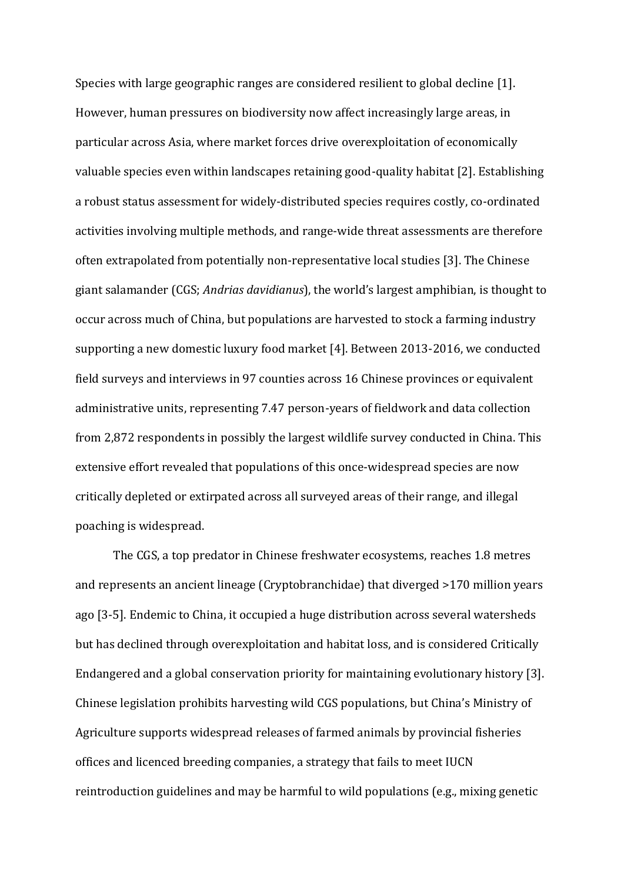Species with large geographic ranges are considered resilient to global decline [1]. However, human pressures on biodiversity now affect increasingly large areas, in particular across Asia, where market forces drive overexploitation of economically valuable species even within landscapes retaining good-quality habitat [2]. Establishing a robust status assessment for widely-distributed species requires costly, co-ordinated activities involving multiple methods, and range-wide threat assessments are therefore often extrapolated from potentially non-representative local studies [3]. The Chinese giant salamander (CGS; *Andrias davidianus*), the world's largest amphibian, is thought to occur across much of China, but populations are harvested to stock a farming industry supporting a new domestic luxury food market [4]. Between 2013-2016, we conducted field surveys and interviews in 97 counties across 16 Chinese provinces or equivalent administrative units, representing 7.47 person-years of fieldwork and data collection from 2,872 respondents in possibly the largest wildlife survey conducted in China. This extensive effort revealed that populations of this once-widespread species are now critically depleted or extirpated across all surveyed areas of their range, and illegal poaching is widespread.

The CGS, a top predator in Chinese freshwater ecosystems, reaches 1.8 metres and represents an ancient lineage (Cryptobranchidae) that diverged >170 million years ago [3-5]. Endemic to China, it occupied a huge distribution across several watersheds but has declined through overexploitation and habitat loss, and is considered Critically Endangered and a global conservation priority for maintaining evolutionary history [3]. Chinese legislation prohibits harvesting wild CGS populations, but China's Ministry of Agriculture supports widespread releases of farmed animals by provincial fisheries offices and licenced breeding companies, a strategy that fails to meet IUCN reintroduction guidelines and may be harmful to wild populations (e.g., mixing genetic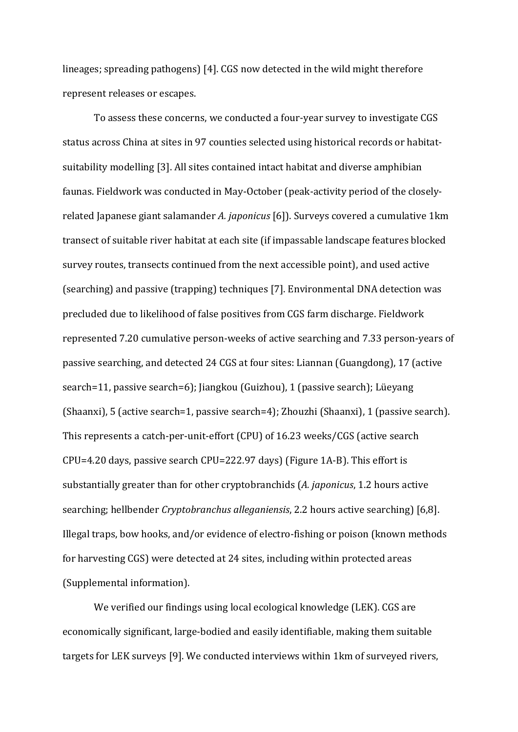lineages; spreading pathogens) [4]. CGS now detected in the wild might therefore represent releases or escapes.

To assess these concerns, we conducted a four-year survey to investigate CGS status across China at sites in 97 counties selected using historical records or habitat-suitability modelling [3]. All sites contained intact habitat and diverse amphibian faunas. Fieldwork was conducted in May-October (peak-activity period of the closely-related Japanese giant salamander *A. japonicus* [6]). Surveys covered a cumulative 1km transect of suitable river habitat at each site (if impassable landscape features blocked survey routes, transects continued from the next accessible point), and used active (searching) and passive (trapping) techniques [7]. Environmental DNA detection was precluded due to likelihood of false positives from CGS farm discharge. Fieldwork represented 7.20 cumulative person-weeks of active searching and 7.33 person-years of passive searching, and detected 24 CGS at four sites: Liannan (Guangdong), 17 (active search=11, passive search=6); Jiangkou (Guizhou), 1 (passive search); Lüeyang (Shaanxi), 5 (active search=1, passive search=4); Zhouzhi (Shaanxi), 1 (passive search). This represents a catch-per-unit-effort (CPU) of 16.23 weeks/CGS (active search CPU=4.20 days, passive search CPU=222.97 days) (Figure 1A-B). This effort is substantially greater than for other cryptobranchids (*A. japonicus*, 1.2 hours active searching; hellbender *Cryptobranchus alleganiensis*, 2.2 hours active searching) [6,8]. Illegal traps, bow hooks, and/or evidence of electro-fishing or poison (known methods for harvesting CGS) were detected at 24 sites, including within protected areas (Supplemental information).

We verified our findings using local ecological knowledge (LEK). CGS are economically significant, large-bodied and easily identifiable, making them suitable targets for LEK surveys [9]. We conducted interviews within 1km of surveyed rivers,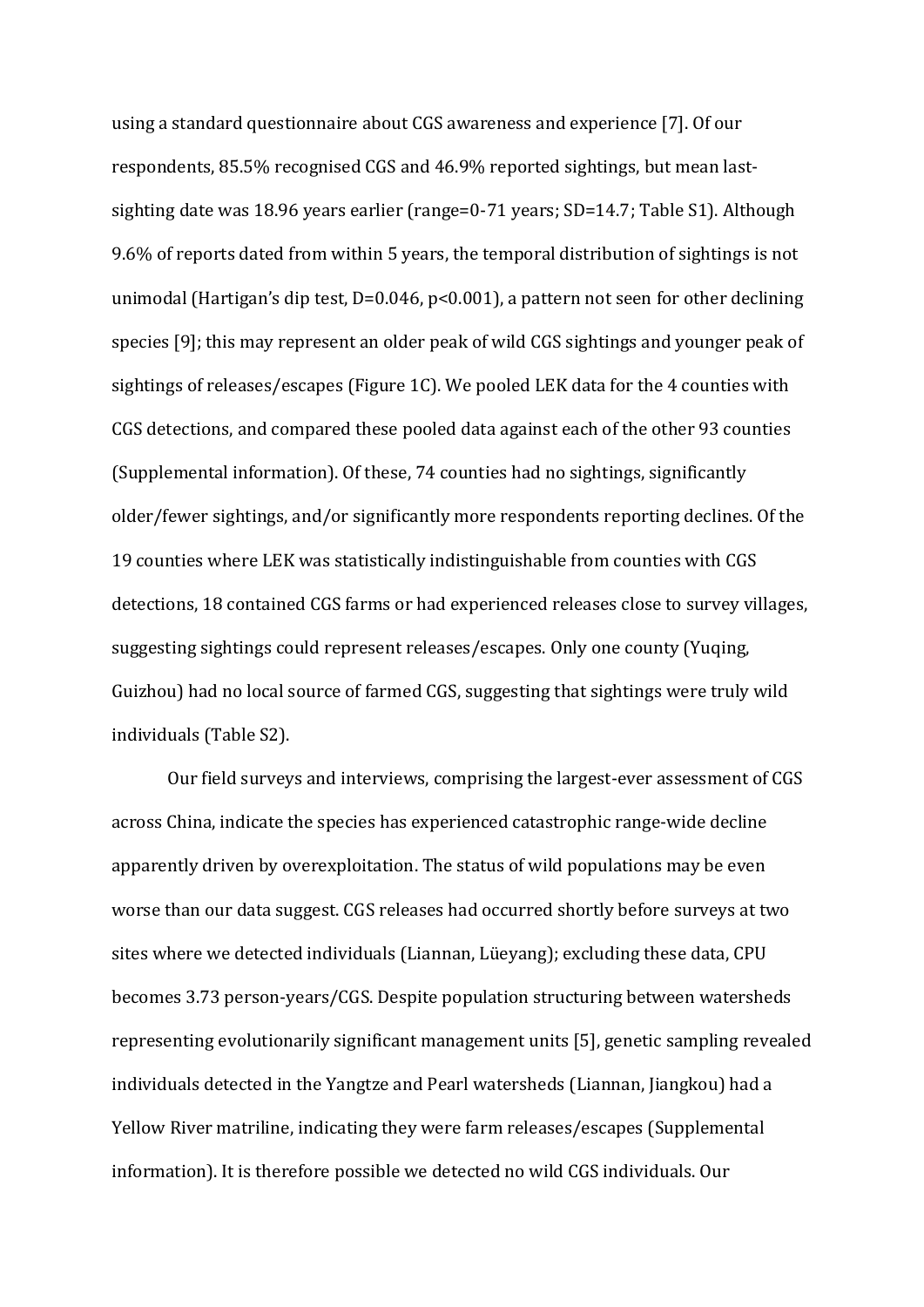using a standard questionnaire about CGS awareness and experience [7]. Of our respondents, 85.5% recognised CGS and 46.9% reported sightings, but mean last-sighting date was 18.96 years earlier (range=0-71 years; SD=14.7; Table S1). Although 9.6% of reports dated from within 5 years, the temporal distribution of sightings is not unimodal (Hartigan's dip test, $D=0.046$, $p<0.001$), a pattern not seen for other declining species [9]; this may represent an older peak of wild CGS sightings and younger peak of sightings of releases/escapes (Figure 1C). We pooled LEK data for the 4 counties with CGS detections, and compared these pooled data against each of the other 93 counties (Supplemental information). Of these, 74 counties had no sightings, significantly older/fewer sightings, and/or significantly more respondents reporting declines. Of the 19 counties where LEK was statistically indistinguishable from counties with CGS detections, 18 contained CGS farms or had experienced releases close to survey villages, suggesting sightings could represent releases/escapes. Only one county (Yuqing, Guizhou) had no local source of farmed CGS, suggesting that sightings were truly wild individuals (Table S2).

Our field surveys and interviews, comprising the largest-ever assessment of CGS across China, indicate the species has experienced catastrophic range-wide decline apparently driven by overexploitation. The status of wild populations may be even worse than our data suggest. CGS releases had occurred shortly before surveys at two sites where we detected individuals (Liannan, Lüeyang); excluding these data, CPU becomes 3.73 person-years/CGS. Despite population structuring between watersheds representing evolutionarily significant management units [5], genetic sampling revealed individuals detected in the Yangtze and Pearl watersheds (Liannan, Jiangkou) had a Yellow River matriline, indicating they were farm releases/escapes (Supplemental information). It is therefore possible we detected no wild CGS individuals. Our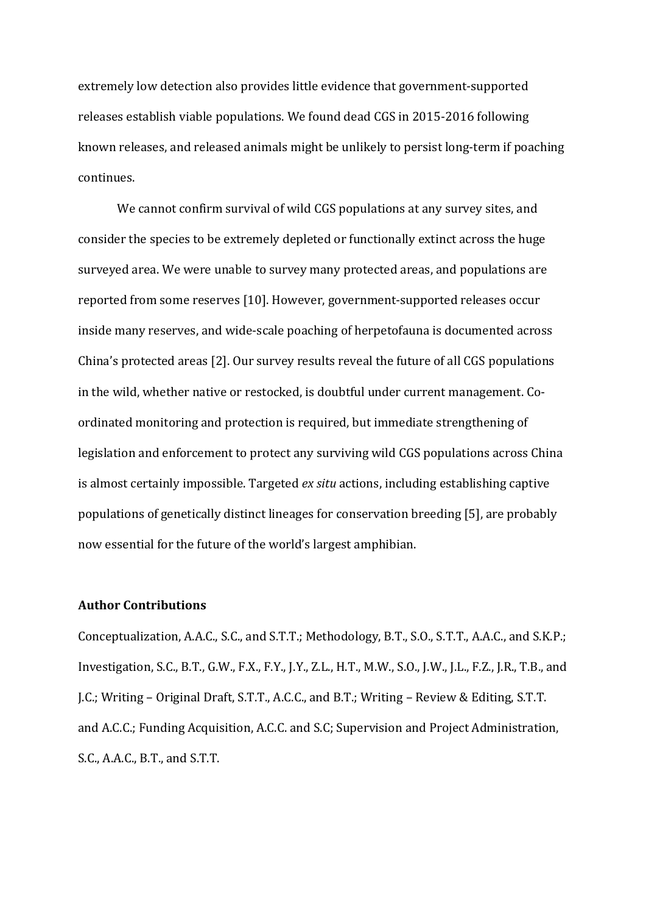extremely low detection also provides little evidence that government-supported releases establish viable populations. We found dead CGS in 2015-2016 following known releases, and released animals might be unlikely to persist long-term if poaching continues.

We cannot confirm survival of wild CGS populations at any survey sites, and consider the species to be extremely depleted or functionally extinct across the huge surveyed area. We were unable to survey many protected areas, and populations are reported from some reserves [10]. However, government-supported releases occur inside many reserves, and wide-scale poaching of herpetofauna is documented across China's protected areas [2]. Our survey results reveal the future of all CGS populations in the wild, whether native or restocked, is doubtful under current management. Co-ordinated monitoring and protection is required, but immediate strengthening of legislation and enforcement to protect any surviving wild CGS populations across China is almost certainly impossible. Targeted *ex situ* actions, including establishing captive populations of genetically distinct lineages for conservation breeding [5], are probably now essential for the future of the world's largest amphibian.

**Author Contributions**

Conceptualization, A.A.C., S.C., and S.T.T.; Methodology, B.T., S.O., S.T.T., A.A.C., and S.K.P.; Investigation, S.C., B.T., G.W., F.X., F.Y., J.Y., Z.L., H.T., M.W., S.O., J.W., J.L., F.Z., J.R., T.B., and J.C.; Writing – Original Draft, S.T.T., A.C.C., and B.T.; Writing – Review & Editing, S.T.T. and A.C.C.; Funding Acquisition, A.C.C. and S.C; Supervision and Project Administration, S.C., A.A.C., B.T., and S.T.T.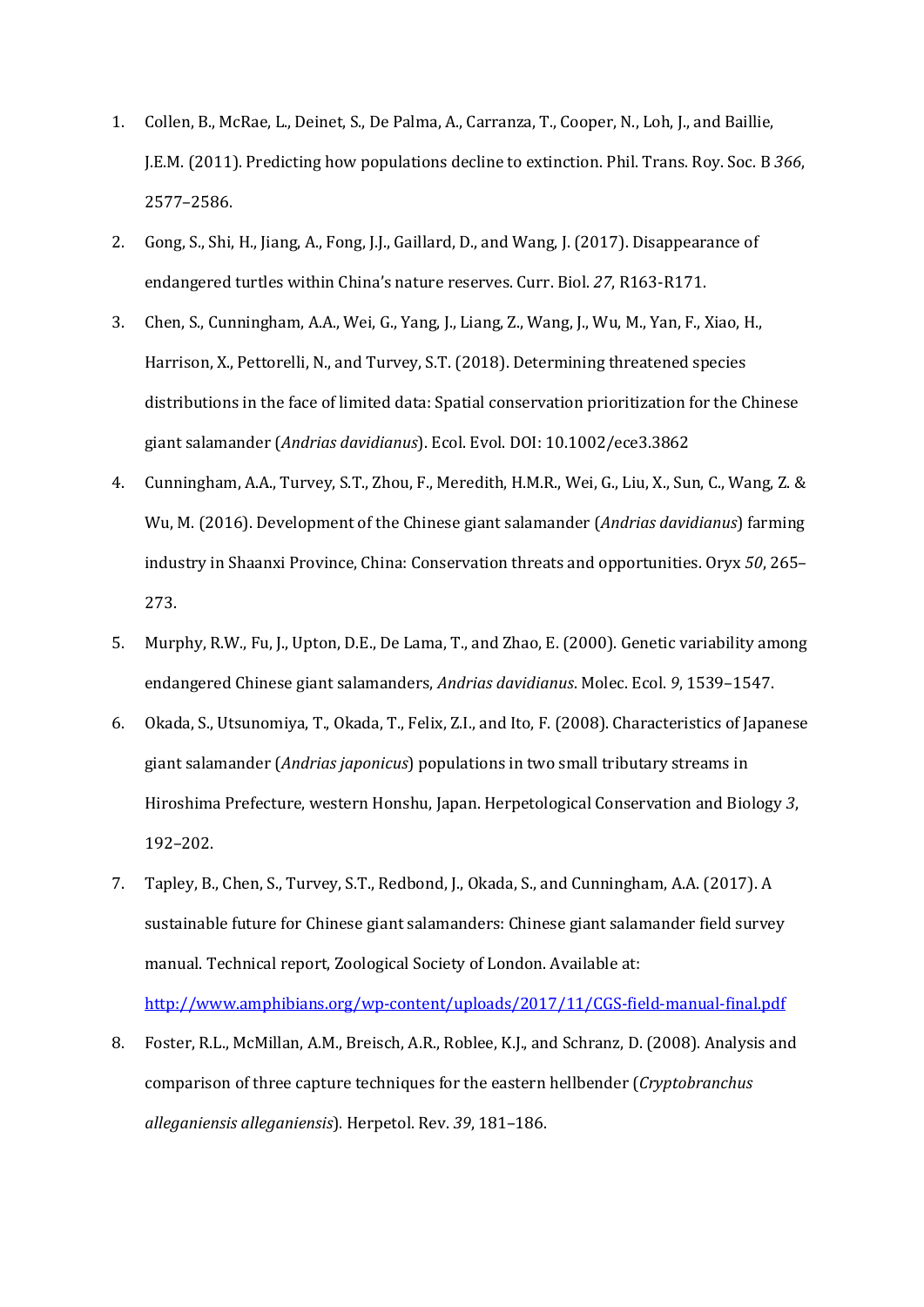1. Collen, B., McRae, L., Deinet, S., De Palma, A., Carranza, T., Cooper, N., Loh, J., and Baillie, J.E.M. (2011). Predicting how populations decline to extinction. Phil. Trans. Roy. Soc. B *366*, 2577–2586.
2. Gong, S., Shi, H., Jiang, A., Fong, J.J., Gaillard, D., and Wang, J. (2017). Disappearance of endangered turtles within China's nature reserves. Curr. Biol. *27*, R163-R171.
3. Chen, S., Cunningham, A.A., Wei, G., Yang, J., Liang, Z., Wang, J., Wu, M., Yan, F., Xiao, H., Harrison, X., Pettorelli, N., and Turvey, S.T. (2018). Determining threatened species distributions in the face of limited data: Spatial conservation prioritization for the Chinese giant salamander (*Andrias davidianus*). Ecol. Evol. DOI: 10.1002/ece3.3862
4. Cunningham, A.A., Turvey, S.T., Zhou, F., Meredith, H.M.R., Wei, G., Liu, X., Sun, C., Wang, Z. & Wu, M. (2016). Development of the Chinese giant salamander (*Andrias davidianus*) farming industry in Shaanxi Province, China: Conservation threats and opportunities. Oryx *50*, 265–273.
5. Murphy, R.W., Fu, J., Upton, D.E., De Lama, T., and Zhao, E. (2000). Genetic variability among endangered Chinese giant salamanders, *Andrias davidianus*. Molec. Ecol. *9*, 1539–1547.
6. Okada, S., Utsunomiya, T., Okada, T., Felix, Z.I., and Ito, F. (2008). Characteristics of Japanese giant salamander (*Andrias japonicus*) populations in two small tributary streams in Hiroshima Prefecture, western Honshu, Japan. Herpetological Conservation and Biology *3*, 192–202.
7. Tapley, B., Chen, S., Turvey, S.T., Redbond, J., Okada, S., and Cunningham, A.A. (2017). A sustainable future for Chinese giant salamanders: Chinese giant salamander field survey manual. Technical report, Zoological Society of London. Available at: http://www.amphibians.org/wp-content/uploads/2017/11/CGS-field-manual-final.pdf
8. Foster, R.L., McMillan, A.M., Breisch, A.R., Roblee, K.J., and Schranz, D. (2008). Analysis and comparison of three capture techniques for the eastern hellbender (*Cryptobranchus alleganiensis alleganiensis*). Herpetol. Rev. *39*, 181–186.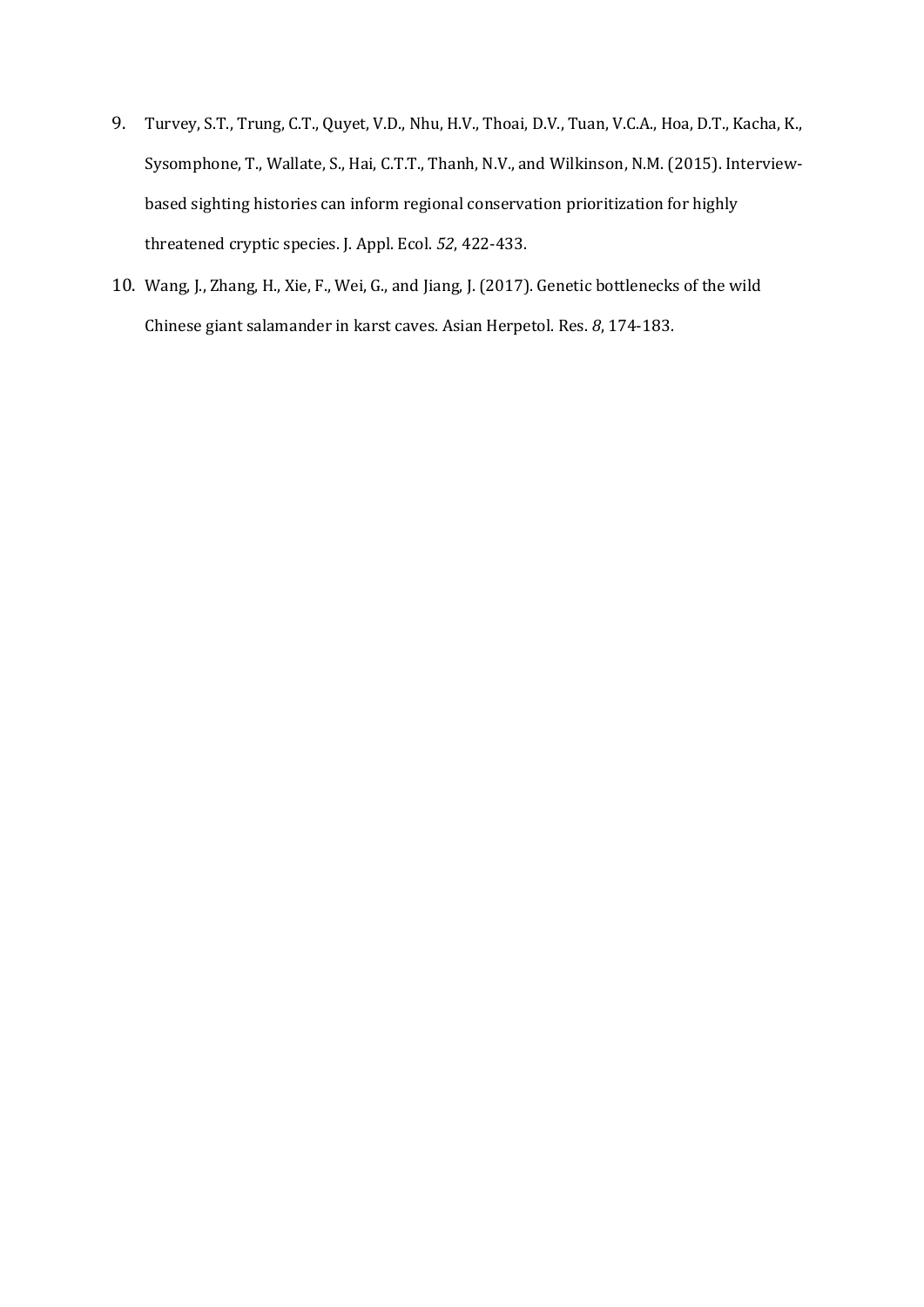9. Turvey, S.T., Trung, C.T., Quyet, V.D., Nhu, H.V., Thoai, D.V., Tuan, V.C.A., Hoa, D.T., Kacha, K., Sysomphone, T., Wallate, S., Hai, C.T.T., Thanh, N.V., and Wilkinson, N.M. (2015). Interview-based sighting histories can inform regional conservation prioritization for highly threatened cryptic species. J. Appl. Ecol. *52*, 422-433.

10. Wang, J., Zhang, H., Xie, F., Wei, G., and Jiang, J. (2017). Genetic bottlenecks of the wild Chinese giant salamander in karst caves. Asian Herpetol. Res. *8*, 174-183.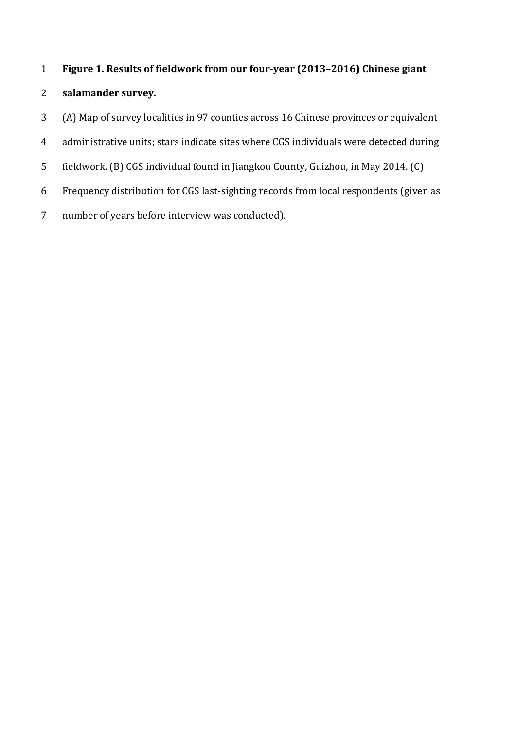**Figure 1. Results of fieldwork from our four-year (2013–2016) Chinese giant salamander survey.**

(A) Map of survey localities in 97 counties across 16 Chinese provinces or equivalent administrative units; stars indicate sites where CGS individuals were detected during fieldwork. (B) CGS individual found in Jiangkou County, Guizhou, in May 2014. (C) Frequency distribution for CGS last-sighting records from local respondents (given as number of years before interview was conducted).